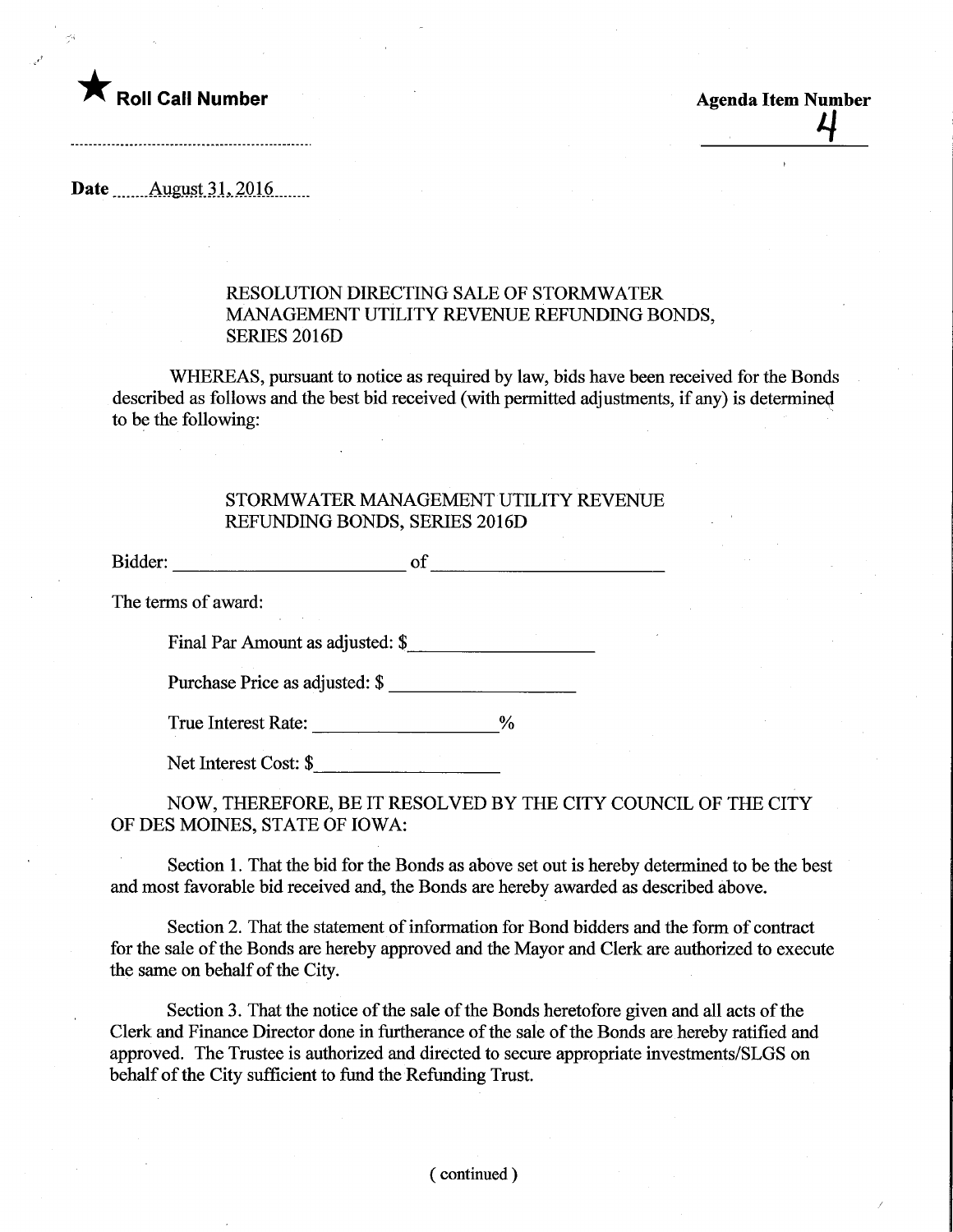★ **Roll Call Number**

**Agenda Item Number**
4

**Date** August 31, 2016

RESOLUTION DIRECTING SALE OF STORMWATER MANAGEMENT UTILITY REVENUE REFUNDING BONDS, SERIES 2016D

WHEREAS, pursuant to notice as required by law, bids have been received for the Bonds described as follows and the best bid received (with permitted adjustments, if any) is determined to be the following:

STORMWATER MANAGEMENT UTILITY REVENUE REFUNDING BONDS, SERIES 2016D

Bidder: ________________________ of ________________________

The terms of award:

Final Par Amount as adjusted: $__________________

Purchase Price as adjusted: $ __________________

True Interest Rate: __________________%

Net Interest Cost: $__________________

NOW, THEREFORE, BE IT RESOLVED BY THE CITY COUNCIL OF THE CITY OF DES MOINES, STATE OF IOWA:

Section 1. That the bid for the Bonds as above set out is hereby determined to be the best and most favorable bid received and, the Bonds are hereby awarded as described above.

Section 2. That the statement of information for Bond bidders and the form of contract for the sale of the Bonds are hereby approved and the Mayor and Clerk are authorized to execute the same on behalf of the City.

Section 3. That the notice of the sale of the Bonds heretofore given and all acts of the Clerk and Finance Director done in furtherance of the sale of the Bonds are hereby ratified and approved. The Trustee is authorized and directed to secure appropriate investments/SLGS on behalf of the City sufficient to fund the Refunding Trust.

( continued )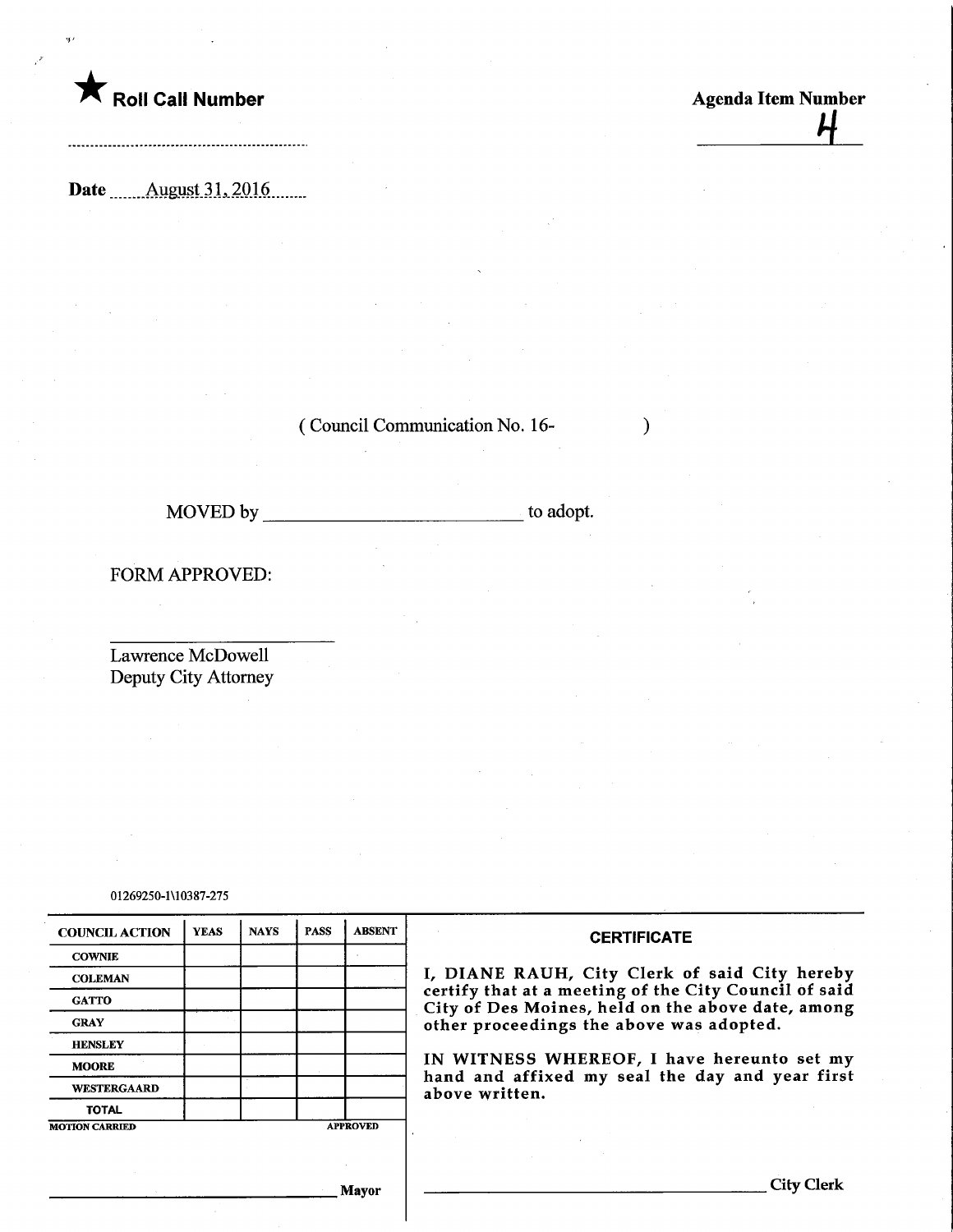★ **Roll Call Number**

..............................................................

**Agenda Item Number**

4

**Date** August 31, 2016

( Council Communication No. 16-                )

MOVED by ____________________________ to adopt.

FORM APPROVED:

_________________________

Lawrence McDowell
Deputy City Attorney

01269250-1\10387-275

| COUNCIL ACTION | YEAS | NAYS | PASS | ABSENT |
|---|---|---|---|---|
| COWNIE | | | | |
| COLEMAN | | | | |
| GATTO | | | | |
| GRAY | | | | |
| HENSLEY | | | | |
| MOORE | | | | |
| WESTERGAARD | | | | |
| TOTAL | | | | |

MOTION CARRIED                                                APPROVED

_________________________________ Mayor

**CERTIFICATE**

I, DIANE RAUH, City Clerk of said City hereby certify that at a meeting of the City Council of said City of Des Moines, held on the above date, among other proceedings the above was adopted.

IN WITNESS WHEREOF, I have hereunto set my hand and affixed my seal the day and year first above written.

_________________________________ City Clerk